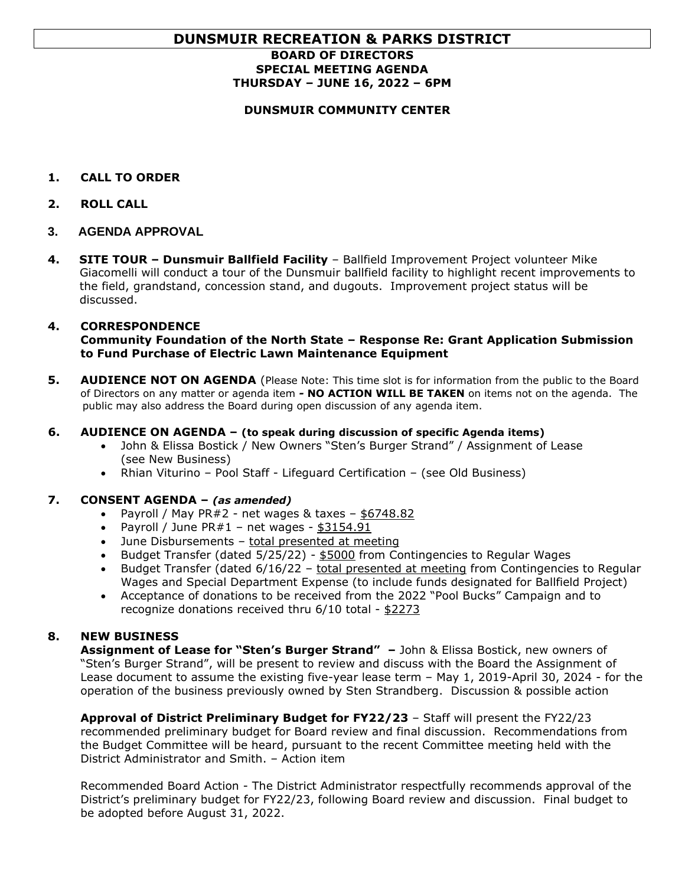# DUNSMUIR RECREATION & PARKS DISTRICT

**BOARD OF DIRECTORS**
**SPECIAL MEETING AGENDA**
**THURSDAY – JUNE 16, 2022 – 6PM**

**DUNSMUIR COMMUNITY CENTER**

**1. CALL TO ORDER**

**2. ROLL CALL**

**3. AGENDA APPROVAL**

**4. SITE TOUR – Dunsmuir Ballfield Facility** – Ballfield Improvement Project volunteer Mike Giacomelli will conduct a tour of the Dunsmuir ballfield facility to highlight recent improvements to the field, grandstand, concession stand, and dugouts. Improvement project status will be discussed.

**4. CORRESPONDENCE**
**Community Foundation of the North State – Response Re: Grant Application Submission to Fund Purchase of Electric Lawn Maintenance Equipment**

**5. AUDIENCE NOT ON AGENDA** (Please Note: This time slot is for information from the public to the Board of Directors on any matter or agenda item **- NO ACTION WILL BE TAKEN** on items not on the agenda. The public may also address the Board during open discussion of any agenda item.

**6. AUDIENCE ON AGENDA – (to speak during discussion of specific Agenda items)**

- John & Elissa Bostick / New Owners "Sten's Burger Strand" / Assignment of Lease (see New Business)
- Rhian Viturino – Pool Staff - Lifeguard Certification – (see Old Business)

**7. CONSENT AGENDA – *(as amended)***

- Payroll / May PR#2 - net wages & taxes – $6748.82
- Payroll / June PR#1 – net wages - $3154.91
- June Disbursements – total presented at meeting
- Budget Transfer (dated 5/25/22) - $5000 from Contingencies to Regular Wages
- Budget Transfer (dated 6/16/22 – total presented at meeting from Contingencies to Regular Wages and Special Department Expense (to include funds designated for Ballfield Project)
- Acceptance of donations to be received from the 2022 "Pool Bucks" Campaign and to recognize donations received thru 6/10 total - $2273

**8. NEW BUSINESS**

**Assignment of Lease for "Sten's Burger Strand" –** John & Elissa Bostick, new owners of "Sten's Burger Strand", will be present to review and discuss with the Board the Assignment of Lease document to assume the existing five-year lease term – May 1, 2019-April 30, 2024 - for the operation of the business previously owned by Sten Strandberg. Discussion & possible action

**Approval of District Preliminary Budget for FY22/23** – Staff will present the FY22/23 recommended preliminary budget for Board review and final discussion. Recommendations from the Budget Committee will be heard, pursuant to the recent Committee meeting held with the District Administrator and Smith. – Action item

Recommended Board Action - The District Administrator respectfully recommends approval of the District's preliminary budget for FY22/23, following Board review and discussion. Final budget to be adopted before August 31, 2022.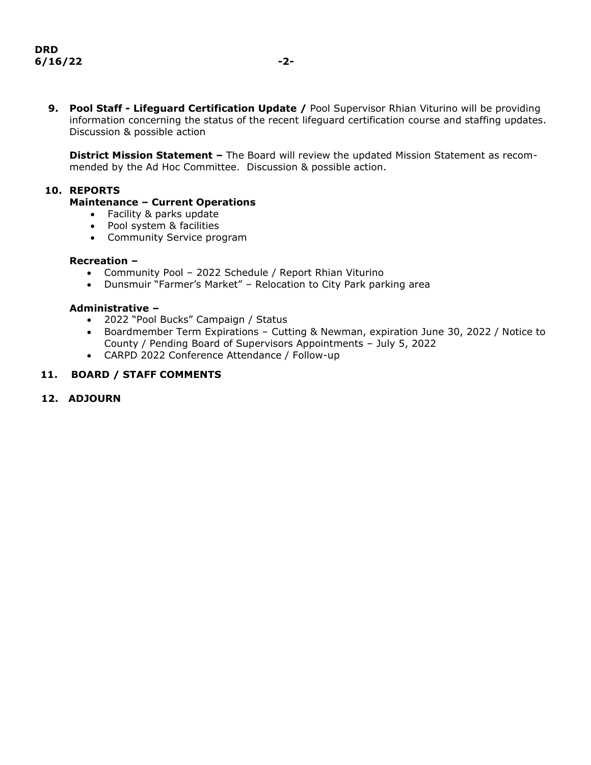**9. Pool Staff - Lifeguard Certification Update /** Pool Supervisor Rhian Viturino will be providing information concerning the status of the recent lifeguard certification course and staffing updates. Discussion & possible action

**District Mission Statement –** The Board will review the updated Mission Statement as recommended by the Ad Hoc Committee. Discussion & possible action.

**10. REPORTS**

**Maintenance – Current Operations**

- Facility & parks update
- Pool system & facilities
- Community Service program

**Recreation –**

- Community Pool – 2022 Schedule / Report Rhian Viturino
- Dunsmuir "Farmer's Market" – Relocation to City Park parking area

**Administrative –**

- 2022 "Pool Bucks" Campaign / Status
- Boardmember Term Expirations – Cutting & Newman, expiration June 30, 2022 / Notice to County / Pending Board of Supervisors Appointments – July 5, 2022
- CARPD 2022 Conference Attendance / Follow-up

**11. BOARD / STAFF COMMENTS**

**12. ADJOURN**